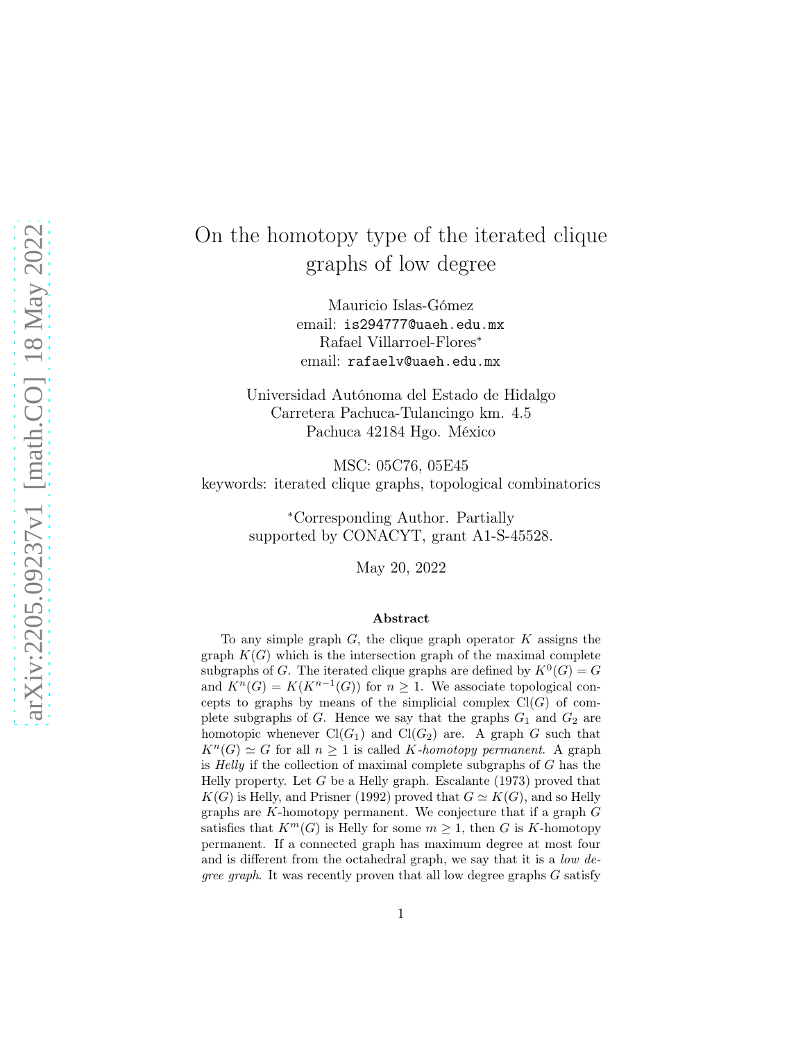# On the homotopy type of the iterated clique graphs of low degree

Mauricio Islas-Gómez
email: `is294777@uaeh.edu.mx`
Rafael Villarroel-Flores*
email: `rafaelv@uaeh.edu.mx`

Universidad Autónoma del Estado de Hidalgo
Carretera Pachuca-Tulancingo km. 4.5
Pachuca 42184 Hgo. México

MSC: 05C76, 05E45
keywords: iterated clique graphs, topological combinatorics

*Corresponding Author. Partially supported by CONACYT, grant A1-S-45528.

May 20, 2022

### Abstract

To any simple graph $G$, the clique graph operator $K$ assigns the graph $K(G)$ which is the intersection graph of the maximal complete subgraphs of $G$. The iterated clique graphs are defined by $K^0(G) = G$ and $K^n(G) = K(K^{n-1}(G))$ for $n \geq 1$. We associate topological concepts to graphs by means of the simplicial complex $\mathrm{Cl}(G)$ of complete subgraphs of $G$. Hence we say that the graphs $G_1$ and $G_2$ are homotopic whenever $\mathrm{Cl}(G_1)$ and $\mathrm{Cl}(G_2)$ are. A graph $G$ such that $K^n(G) \simeq G$ for all $n \geq 1$ is called *$K$-homotopy permanent*. A graph is *Helly* if the collection of maximal complete subgraphs of $G$ has the Helly property. Let $G$ be a Helly graph. Escalante (1973) proved that $K(G)$ is Helly, and Prisner (1992) proved that $G \simeq K(G)$, and so Helly graphs are $K$-homotopy permanent. We conjecture that if a graph $G$ satisfies that $K^m(G)$ is Helly for some $m \geq 1$, then $G$ is $K$-homotopy permanent. If a connected graph has maximum degree at most four and is different from the octahedral graph, we say that it is a *low degree graph*. It was recently proven that all low degree graphs $G$ satisfy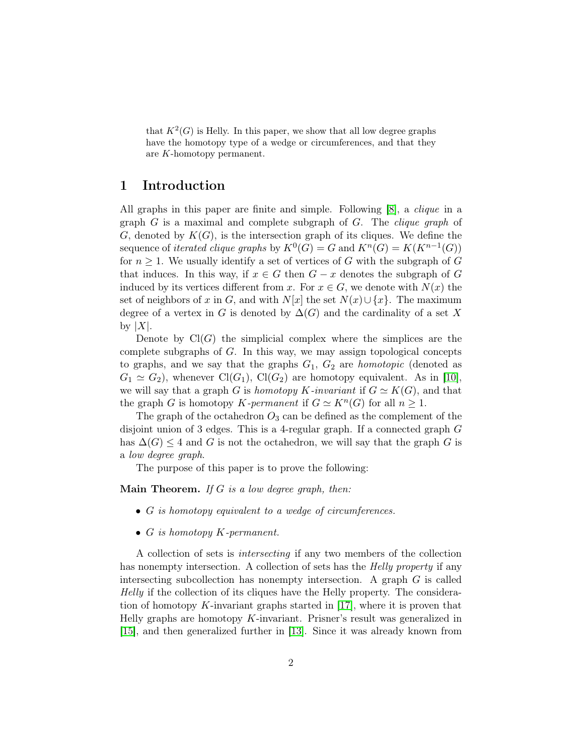that $K^2(G)$ is Helly. In this paper, we show that all low degree graphs have the homotopy type of a wedge or circumferences, and that they are $K$-homotopy permanent.

## 1 Introduction

All graphs in this paper are finite and simple. Following [8], a *clique* in a graph $G$ is a maximal and complete subgraph of $G$. The *clique graph* of $G$, denoted by $K(G)$, is the intersection graph of its cliques. We define the sequence of *iterated clique graphs* by $K^0(G) = G$ and $K^n(G) = K(K^{n-1}(G))$ for $n \geq 1$. We usually identify a set of vertices of $G$ with the subgraph of $G$ that induces. In this way, if $x \in G$ then $G - x$ denotes the subgraph of $G$ induced by its vertices different from $x$. For $x \in G$, we denote with $N(x)$ the set of neighbors of $x$ in $G$, and with $N[x]$ the set $N(x) \cup \{x\}$. The maximum degree of a vertex in $G$ is denoted by $\Delta(G)$ and the cardinality of a set $X$ by $|X|$.

Denote by $\mathrm{Cl}(G)$ the simplicial complex where the simplices are the complete subgraphs of $G$. In this way, we may assign topological concepts to graphs, and we say that the graphs $G_1$, $G_2$ are *homotopic* (denoted as $G_1 \simeq G_2$), whenever $\mathrm{Cl}(G_1)$, $\mathrm{Cl}(G_2)$ are homotopy equivalent. As in [10], we will say that a graph $G$ is *homotopy $K$-invariant* if $G \simeq K(G)$, and that the graph $G$ is homotopy *$K$-permanent* if $G \simeq K^n(G)$ for all $n \geq 1$.

The graph of the octahedron $O_3$ can be defined as the complement of the disjoint union of 3 edges. This is a 4-regular graph. If a connected graph $G$ has $\Delta(G) \leq 4$ and $G$ is not the octahedron, we will say that the graph $G$ is a *low degree graph*.

The purpose of this paper is to prove the following:

**Main Theorem.** *If $G$ is a low degree graph, then:*

- *$G$ is homotopy equivalent to a wedge of circumferences.*
- *$G$ is homotopy $K$-permanent.*

A collection of sets is *intersecting* if any two members of the collection has nonempty intersection. A collection of sets has the *Helly property* if any intersecting subcollection has nonempty intersection. A graph $G$ is called *Helly* if the collection of its cliques have the Helly property. The consideration of homotopy $K$-invariant graphs started in [17], where it is proven that Helly graphs are homotopy $K$-invariant. Prisner's result was generalized in [15], and then generalized further in [13]. Since it was already known from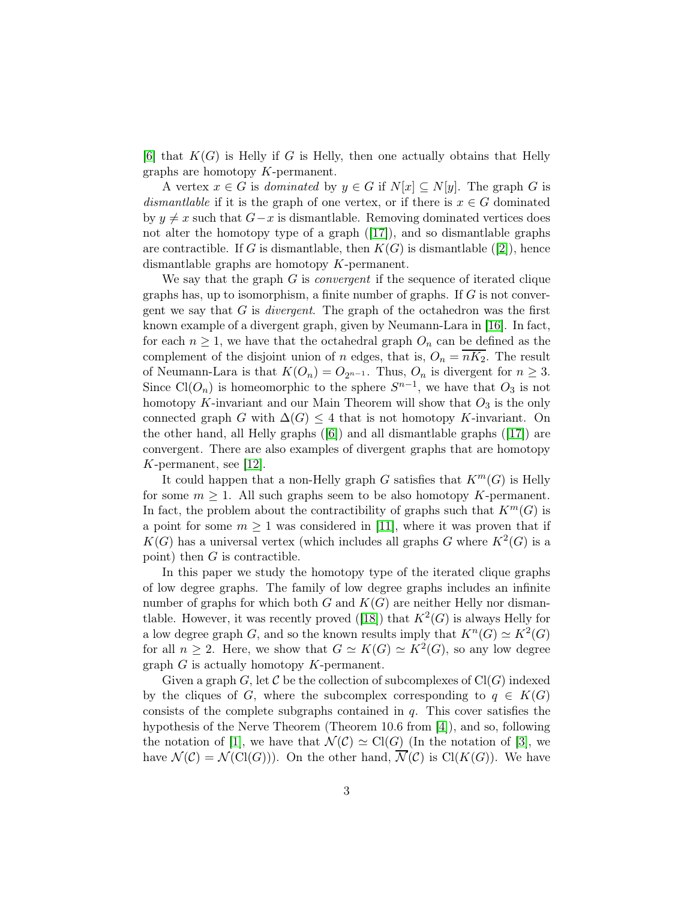[6] that $K(G)$ is Helly if $G$ is Helly, then one actually obtains that Helly graphs are homotopy $K$-permanent.

A vertex $x \in G$ is *dominated* by $y \in G$ if $N[x] \subseteq N[y]$. The graph $G$ is *dismantlable* if it is the graph of one vertex, or if there is $x \in G$ dominated by $y \neq x$ such that $G - x$ is dismantlable. Removing dominated vertices does not alter the homotopy type of a graph ([17]), and so dismantlable graphs are contractible. If $G$ is dismantlable, then $K(G)$ is dismantlable ([2]), hence dismantlable graphs are homotopy $K$-permanent.

We say that the graph $G$ is *convergent* if the sequence of iterated clique graphs has, up to isomorphism, a finite number of graphs. If $G$ is not convergent we say that $G$ is *divergent*. The graph of the octahedron was the first known example of a divergent graph, given by Neumann-Lara in [16]. In fact, for each $n \geq 1$, we have that the octahedral graph $O_n$ can be defined as the complement of the disjoint union of $n$ edges, that is, $O_n = \overline{nK_2}$. The result of Neumann-Lara is that $K(O_n) = O_{2^{n-1}}$. Thus, $O_n$ is divergent for $n \geq 3$. Since $\mathrm{Cl}(O_n)$ is homeomorphic to the sphere $S^{n-1}$, we have that $O_3$ is not homotopy $K$-invariant and our Main Theorem will show that $O_3$ is the only connected graph $G$ with $\Delta(G) \leq 4$ that is not homotopy $K$-invariant. On the other hand, all Helly graphs ([6]) and all dismantlable graphs ([17]) are convergent. There are also examples of divergent graphs that are homotopy $K$-permanent, see [12].

It could happen that a non-Helly graph $G$ satisfies that $K^m(G)$ is Helly for some $m \geq 1$. All such graphs seem to be also homotopy $K$-permanent. In fact, the problem about the contractibility of graphs such that $K^m(G)$ is a point for some $m \geq 1$ was considered in [11], where it was proven that if $K(G)$ has a universal vertex (which includes all graphs $G$ where $K^2(G)$ is a point) then $G$ is contractible.

In this paper we study the homotopy type of the iterated clique graphs of low degree graphs. The family of low degree graphs includes an infinite number of graphs for which both $G$ and $K(G)$ are neither Helly nor dismantlable. However, it was recently proved ([18]) that $K^2(G)$ is always Helly for a low degree graph $G$, and so the known results imply that $K^n(G) \simeq K^2(G)$ for all $n \geq 2$. Here, we show that $G \simeq K(G) \simeq K^2(G)$, so any low degree graph $G$ is actually homotopy $K$-permanent.

Given a graph $G$, let $\mathcal{C}$ be the collection of subcomplexes of $\mathrm{Cl}(G)$ indexed by the cliques of $G$, where the subcomplex corresponding to $q \in K(G)$ consists of the complete subgraphs contained in $q$. This cover satisfies the hypothesis of the Nerve Theorem (Theorem 10.6 from [4]), and so, following the notation of [1], we have that $\mathcal{N}(\mathcal{C}) \simeq \mathrm{Cl}(G)$ (In the notation of [3], we have $\mathcal{N}(\mathcal{C}) = \mathcal{N}(\mathrm{Cl}(G))$). On the other hand, $\overline{\mathcal{N}}(\mathcal{C})$ is $\mathrm{Cl}(K(G))$. We have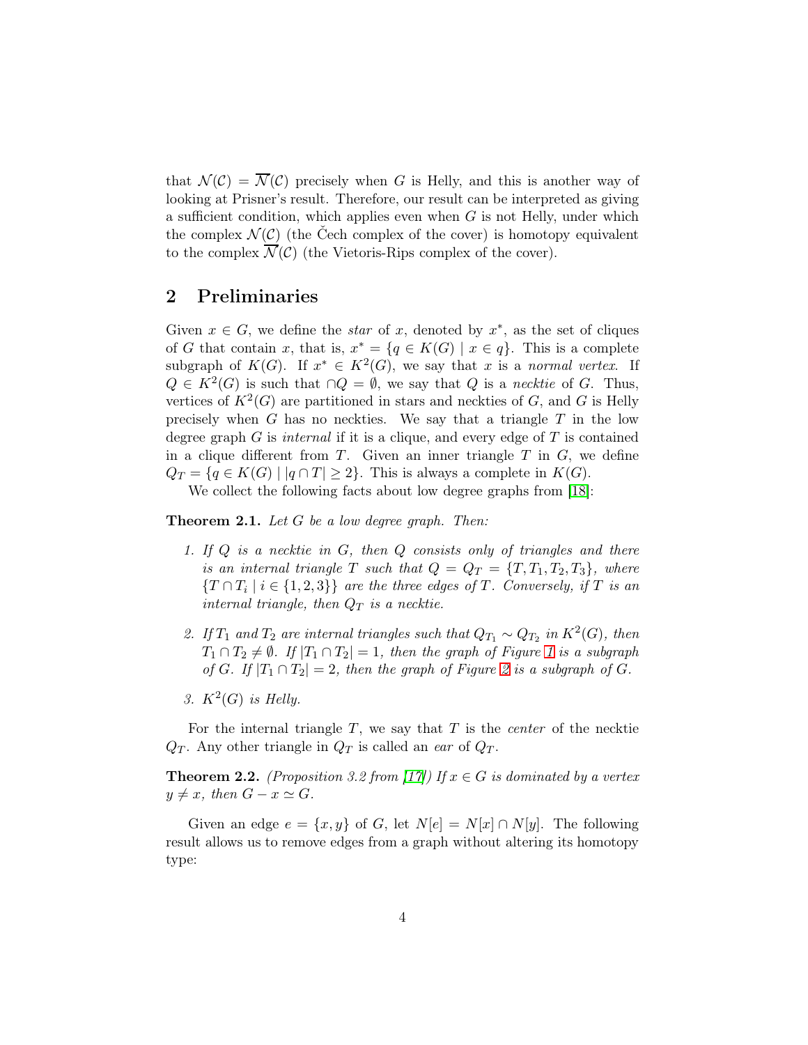that $\mathcal{N}(\mathcal{C}) = \overline{\mathcal{N}}(\mathcal{C})$ precisely when $G$ is Helly, and this is another way of looking at Prisner's result. Therefore, our result can be interpreted as giving a sufficient condition, which applies even when $G$ is not Helly, under which the complex $\mathcal{N}(\mathcal{C})$ (the Čech complex of the cover) is homotopy equivalent to the complex $\overline{\mathcal{N}}(\mathcal{C})$ (the Vietoris-Rips complex of the cover).

## 2 Preliminaries

Given $x \in G$, we define the *star* of $x$, denoted by $x^*$, as the set of cliques of $G$ that contain $x$, that is, $x^* = \{q \in K(G) \mid x \in q\}$. This is a complete subgraph of $K(G)$. If $x^* \in K^2(G)$, we say that $x$ is a *normal vertex*. If $Q \in K^2(G)$ is such that $\cap Q = \emptyset$, we say that $Q$ is a *necktie* of $G$. Thus, vertices of $K^2(G)$ are partitioned in stars and neckties of $G$, and $G$ is Helly precisely when $G$ has no neckties. We say that a triangle $T$ in the low degree graph $G$ is *internal* if it is a clique, and every edge of $T$ is contained in a clique different from $T$. Given an inner triangle $T$ in $G$, we define $Q_T = \{q \in K(G) \mid |q \cap T| \geq 2\}$. This is always a complete in $K(G)$.

We collect the following facts about low degree graphs from [18]:

**Theorem 2.1.** *Let $G$ be a low degree graph. Then:*

1. *If $Q$ is a necktie in $G$, then $Q$ consists only of triangles and there is an internal triangle $T$ such that $Q = Q_T = \{T, T_1, T_2, T_3\}$, where $\{T \cap T_i \mid i \in \{1, 2, 3\}\}$ are the three edges of $T$. Conversely, if $T$ is an internal triangle, then $Q_T$ is a necktie.*
2. *If $T_1$ and $T_2$ are internal triangles such that $Q_{T_1} \sim Q_{T_2}$ in $K^2(G)$, then $T_1 \cap T_2 \neq \emptyset$. If $|T_1 \cap T_2| = 1$, then the graph of Figure 1 is a subgraph of $G$. If $|T_1 \cap T_2| = 2$, then the graph of Figure 2 is a subgraph of $G$.*
3. *$K^2(G)$ is Helly.*

For the internal triangle $T$, we say that $T$ is the *center* of the necktie $Q_T$. Any other triangle in $Q_T$ is called an *ear* of $Q_T$.

**Theorem 2.2.** *(Proposition 3.2 from [17]) If $x \in G$ is dominated by a vertex $y \neq x$, then $G - x \simeq G$.*

Given an edge $e = \{x, y\}$ of $G$, let $N[e] = N[x] \cap N[y]$. The following result allows us to remove edges from a graph without altering its homotopy type: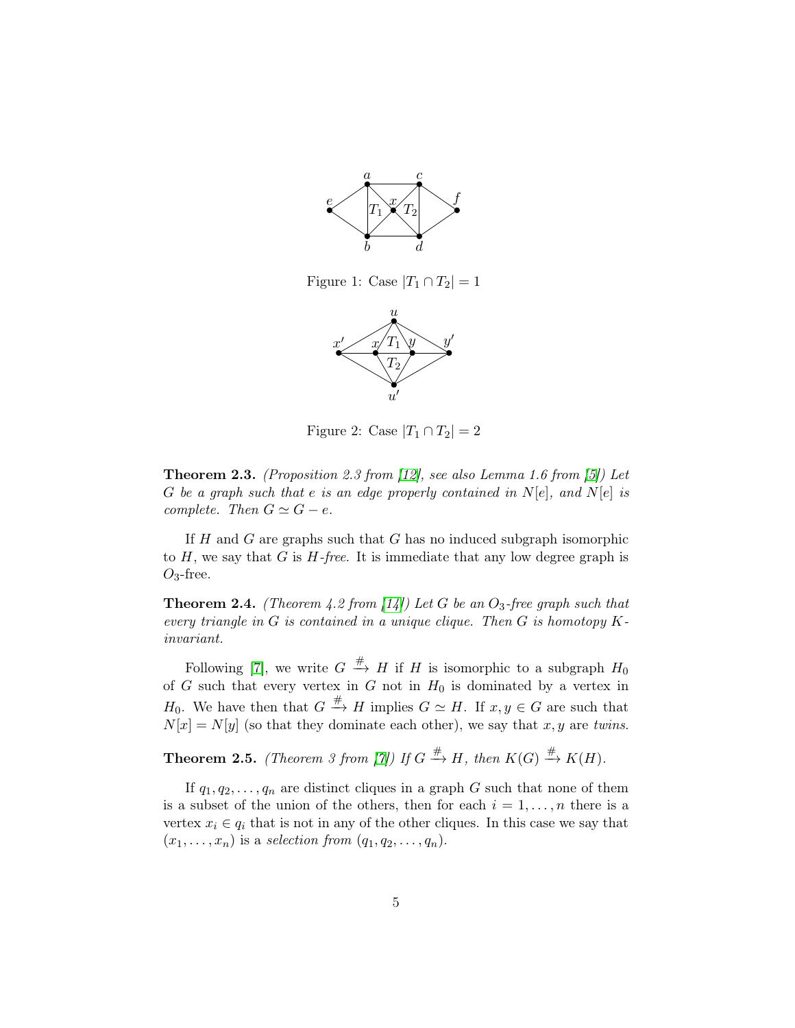Figure 1: Case $|T_1 \cap T_2| = 1$

Figure 2: Case $|T_1 \cap T_2| = 2$

**Theorem 2.3.** *(Proposition 2.3 from [12], see also Lemma 1.6 from [5]) Let $G$ be a graph such that $e$ is an edge properly contained in $N[e]$, and $N[e]$ is complete. Then $G \simeq G - e$.*

If $H$ and $G$ are graphs such that $G$ has no induced subgraph isomorphic to $H$, we say that $G$ is *$H$-free*. It is immediate that any low degree graph is $O_3$-free.

**Theorem 2.4.** *(Theorem 4.2 from [14]) Let $G$ be an $O_3$-free graph such that every triangle in $G$ is contained in a unique clique. Then $G$ is homotopy $K$-invariant.*

Following [7], we write $G \xrightarrow{\#} H$ if $H$ is isomorphic to a subgraph $H_0$ of $G$ such that every vertex in $G$ not in $H_0$ is dominated by a vertex in $H_0$. We have then that $G \xrightarrow{\#} H$ implies $G \simeq H$. If $x, y \in G$ are such that $N[x] = N[y]$ (so that they dominate each other), we say that $x, y$ are *twins*.

**Theorem 2.5.** *(Theorem 3 from [7]) If $G \xrightarrow{\#} H$, then $K(G) \xrightarrow{\#} K(H)$.*

If $q_1, q_2, \ldots, q_n$ are distinct cliques in a graph $G$ such that none of them is a subset of the union of the others, then for each $i = 1, \ldots, n$ there is a vertex $x_i \in q_i$ that is not in any of the other cliques. In this case we say that $(x_1, \ldots, x_n)$ is a *selection from* $(q_1, q_2, \ldots, q_n)$.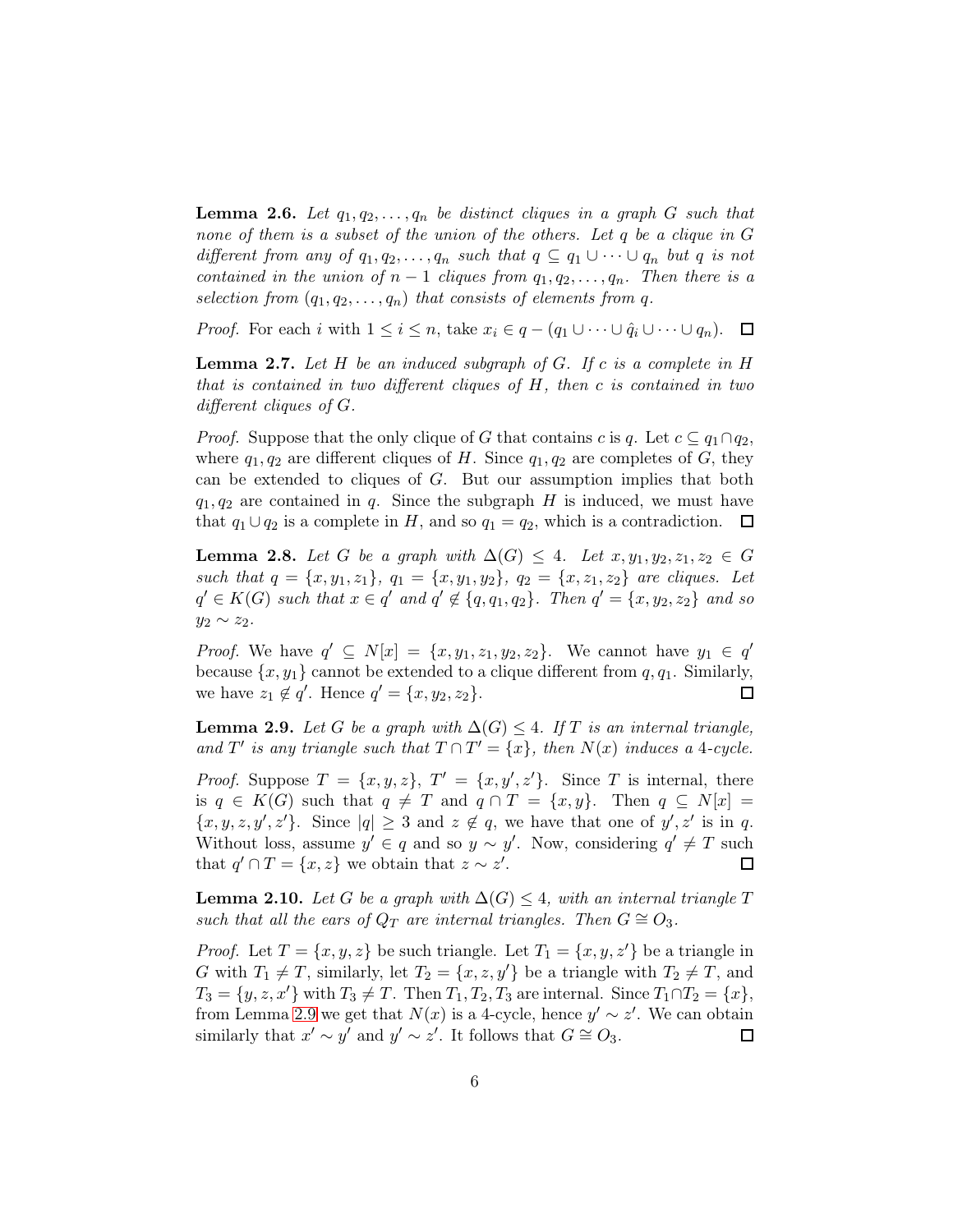**Lemma 2.6.** *Let $q_1, q_2, \ldots, q_n$ be distinct cliques in a graph $G$ such that none of them is a subset of the union of the others. Let $q$ be a clique in $G$ different from any of $q_1, q_2, \ldots, q_n$ such that $q \subseteq q_1 \cup \cdots \cup q_n$ but $q$ is not contained in the union of $n-1$ cliques from $q_1, q_2, \ldots, q_n$. Then there is a selection from $(q_1, q_2, \ldots, q_n)$ that consists of elements from $q$.*

*Proof.* For each $i$ with $1 \leq i \leq n$, take $x_i \in q - (q_1 \cup \cdots \cup \hat{q}_i \cup \cdots \cup q_n)$. $\square$

**Lemma 2.7.** *Let $H$ be an induced subgraph of $G$. If $c$ is a complete in $H$ that is contained in two different cliques of $H$, then $c$ is contained in two different cliques of $G$.*

*Proof.* Suppose that the only clique of $G$ that contains $c$ is $q$. Let $c \subseteq q_1 \cap q_2$, where $q_1, q_2$ are different cliques of $H$. Since $q_1, q_2$ are completes of $G$, they can be extended to cliques of $G$. But our assumption implies that both $q_1, q_2$ are contained in $q$. Since the subgraph $H$ is induced, we must have that $q_1 \cup q_2$ is a complete in $H$, and so $q_1 = q_2$, which is a contradiction. $\square$

**Lemma 2.8.** *Let $G$ be a graph with $\Delta(G) \leq 4$. Let $x, y_1, y_2, z_1, z_2 \in G$ such that $q = \{x, y_1, z_1\}$, $q_1 = \{x, y_1, y_2\}$, $q_2 = \{x, z_1, z_2\}$ are cliques. Let $q' \in K(G)$ such that $x \in q'$ and $q' \notin \{q, q_1, q_2\}$. Then $q' = \{x, y_2, z_2\}$ and so $y_2 \sim z_2$.*

*Proof.* We have $q' \subseteq N[x] = \{x, y_1, z_1, y_2, z_2\}$. We cannot have $y_1 \in q'$ because $\{x, y_1\}$ cannot be extended to a clique different from $q, q_1$. Similarly, we have $z_1 \notin q'$. Hence $q' = \{x, y_2, z_2\}$. $\square$

**Lemma 2.9.** *Let $G$ be a graph with $\Delta(G) \leq 4$. If $T$ is an internal triangle, and $T'$ is any triangle such that $T \cap T' = \{x\}$, then $N(x)$ induces a 4-cycle.*

*Proof.* Suppose $T = \{x, y, z\}$, $T' = \{x, y', z'\}$. Since $T$ is internal, there is $q \in K(G)$ such that $q \neq T$ and $q \cap T = \{x, y\}$. Then $q \subseteq N[x] = \{x, y, z, y', z'\}$. Since $|q| \geq 3$ and $z \notin q$, we have that one of $y', z'$ is in $q$. Without loss, assume $y' \in q$ and so $y \sim y'$. Now, considering $q' \neq T$ such that $q' \cap T = \{x, z\}$ we obtain that $z \sim z'$. $\square$

**Lemma 2.10.** *Let $G$ be a graph with $\Delta(G) \leq 4$, with an internal triangle $T$ such that all the ears of $Q_T$ are internal triangles. Then $G \cong O_3$.*

*Proof.* Let $T = \{x, y, z\}$ be such triangle. Let $T_1 = \{x, y, z'\}$ be a triangle in $G$ with $T_1 \neq T$, similarly, let $T_2 = \{x, z, y'\}$ be a triangle with $T_2 \neq T$, and $T_3 = \{y, z, x'\}$ with $T_3 \neq T$. Then $T_1, T_2, T_3$ are internal. Since $T_1 \cap T_2 = \{x\}$, from Lemma 2.9 we get that $N(x)$ is a 4-cycle, hence $y' \sim z'$. We can obtain similarly that $x' \sim y'$ and $y' \sim z'$. It follows that $G \cong O_3$. $\square$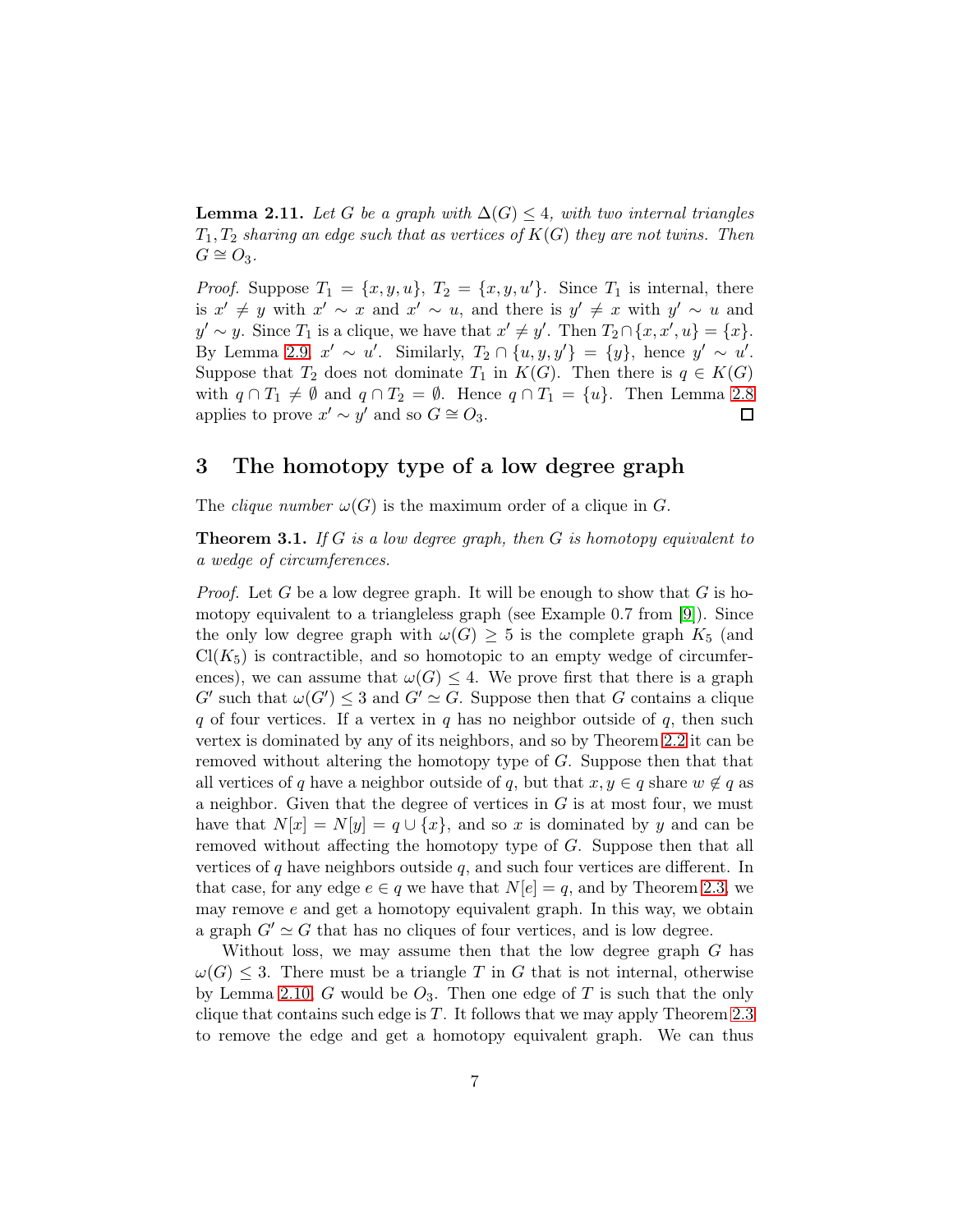**Lemma 2.11.** *Let $G$ be a graph with $\Delta(G) \leq 4$, with two internal triangles $T_1, T_2$ sharing an edge such that as vertices of $K(G)$ they are not twins. Then $G \cong O_3$.*

*Proof.* Suppose $T_1 = \{x, y, u\}$, $T_2 = \{x, y, u'\}$. Since $T_1$ is internal, there is $x' \neq y$ with $x' \sim x$ and $x' \sim u$, and there is $y' \neq x$ with $y' \sim u$ and $y' \sim y$. Since $T_1$ is a clique, we have that $x' \neq y'$. Then $T_2 \cap \{x, x', u\} = \{x\}$. By Lemma 2.9, $x' \sim u'$. Similarly, $T_2 \cap \{u, y, y'\} = \{y\}$, hence $y' \sim u'$. Suppose that $T_2$ does not dominate $T_1$ in $K(G)$. Then there is $q \in K(G)$ with $q \cap T_1 \neq \emptyset$ and $q \cap T_2 = \emptyset$. Hence $q \cap T_1 = \{u\}$. Then Lemma 2.8 applies to prove $x' \sim y'$ and so $G \cong O_3$. □

## 3 The homotopy type of a low degree graph

The *clique number* $\omega(G)$ is the maximum order of a clique in $G$.

**Theorem 3.1.** *If $G$ is a low degree graph, then $G$ is homotopy equivalent to a wedge of circumferences.*

*Proof.* Let $G$ be a low degree graph. It will be enough to show that $G$ is homotopy equivalent to a triangleless graph (see Example 0.7 from [9]). Since the only low degree graph with $\omega(G) \geq 5$ is the complete graph $K_5$ (and $\mathrm{Cl}(K_5)$ is contractible, and so homotopic to an empty wedge of circumferences), we can assume that $\omega(G) \leq 4$. We prove first that there is a graph $G'$ such that $\omega(G') \leq 3$ and $G' \simeq G$. Suppose then that $G$ contains a clique $q$ of four vertices. If a vertex in $q$ has no neighbor outside of $q$, then such vertex is dominated by any of its neighbors, and so by Theorem 2.2 it can be removed without altering the homotopy type of $G$. Suppose then that that all vertices of $q$ have a neighbor outside of $q$, but that $x, y \in q$ share $w \notin q$ as a neighbor. Given that the degree of vertices in $G$ is at most four, we must have that $N[x] = N[y] = q \cup \{x\}$, and so $x$ is dominated by $y$ and can be removed without affecting the homotopy type of $G$. Suppose then that all vertices of $q$ have neighbors outside $q$, and such four vertices are different. In that case, for any edge $e \in q$ we have that $N[e] = q$, and by Theorem 2.3, we may remove $e$ and get a homotopy equivalent graph. In this way, we obtain a graph $G' \simeq G$ that has no cliques of four vertices, and is low degree.

Without loss, we may assume then that the low degree graph $G$ has $\omega(G) \leq 3$. There must be a triangle $T$ in $G$ that is not internal, otherwise by Lemma 2.10, $G$ would be $O_3$. Then one edge of $T$ is such that the only clique that contains such edge is $T$. It follows that we may apply Theorem 2.3 to remove the edge and get a homotopy equivalent graph. We can thus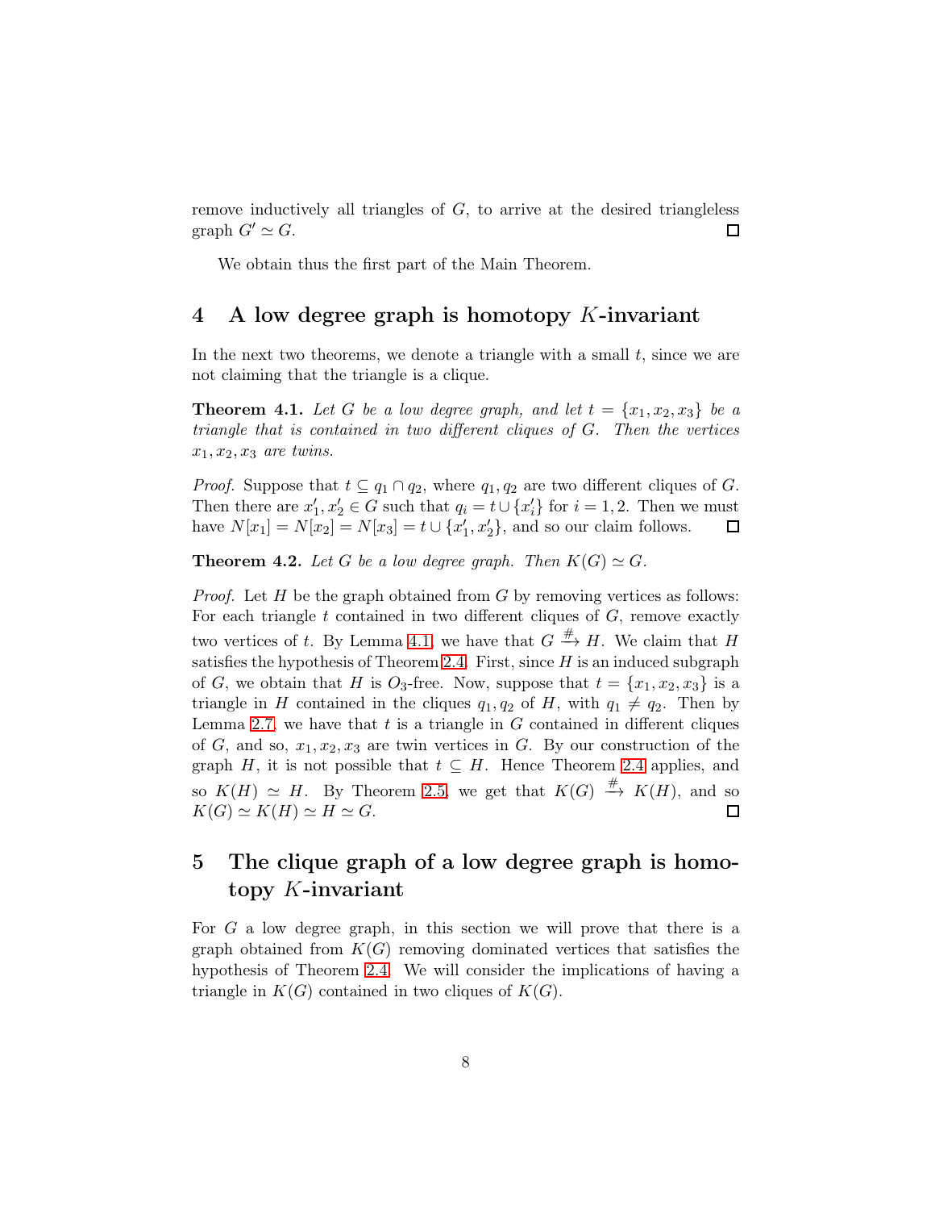remove inductively all triangles of $G$, to arrive at the desired triangleless graph $G' \simeq G$. □

We obtain thus the first part of the Main Theorem.

## 4 A low degree graph is homotopy $K$-invariant

In the next two theorems, we denote a triangle with a small $t$, since we are not claiming that the triangle is a clique.

**Theorem 4.1.** *Let $G$ be a low degree graph, and let $t = \{x_1, x_2, x_3\}$ be a triangle that is contained in two different cliques of $G$. Then the vertices $x_1, x_2, x_3$ are twins.*

*Proof.* Suppose that $t \subseteq q_1 \cap q_2$, where $q_1, q_2$ are two different cliques of $G$. Then there are $x'_1, x'_2 \in G$ such that $q_i = t \cup \{x'_i\}$ for $i = 1, 2$. Then we must have $N[x_1] = N[x_2] = N[x_3] = t \cup \{x'_1, x'_2\}$, and so our claim follows. □

**Theorem 4.2.** *Let $G$ be a low degree graph. Then $K(G) \simeq G$.*

*Proof.* Let $H$ be the graph obtained from $G$ by removing vertices as follows: For each triangle $t$ contained in two different cliques of $G$, remove exactly two vertices of $t$. By Lemma 4.1, we have that $G \xrightarrow{\#} H$. We claim that $H$ satisfies the hypothesis of Theorem 2.4. First, since $H$ is an induced subgraph of $G$, we obtain that $H$ is $O_3$-free. Now, suppose that $t = \{x_1, x_2, x_3\}$ is a triangle in $H$ contained in the cliques $q_1, q_2$ of $H$, with $q_1 \neq q_2$. Then by Lemma 2.7, we have that $t$ is a triangle in $G$ contained in different cliques of $G$, and so, $x_1, x_2, x_3$ are twin vertices in $G$. By our construction of the graph $H$, it is not possible that $t \subseteq H$. Hence Theorem 2.4 applies, and so $K(H) \simeq H$. By Theorem 2.5, we get that $K(G) \xrightarrow{\#} K(H)$, and so $K(G) \simeq K(H) \simeq H \simeq G$. □

## 5 The clique graph of a low degree graph is homotopy $K$-invariant

For $G$ a low degree graph, in this section we will prove that there is a graph obtained from $K(G)$ removing dominated vertices that satisfies the hypothesis of Theorem 2.4. We will consider the implications of having a triangle in $K(G)$ contained in two cliques of $K(G)$.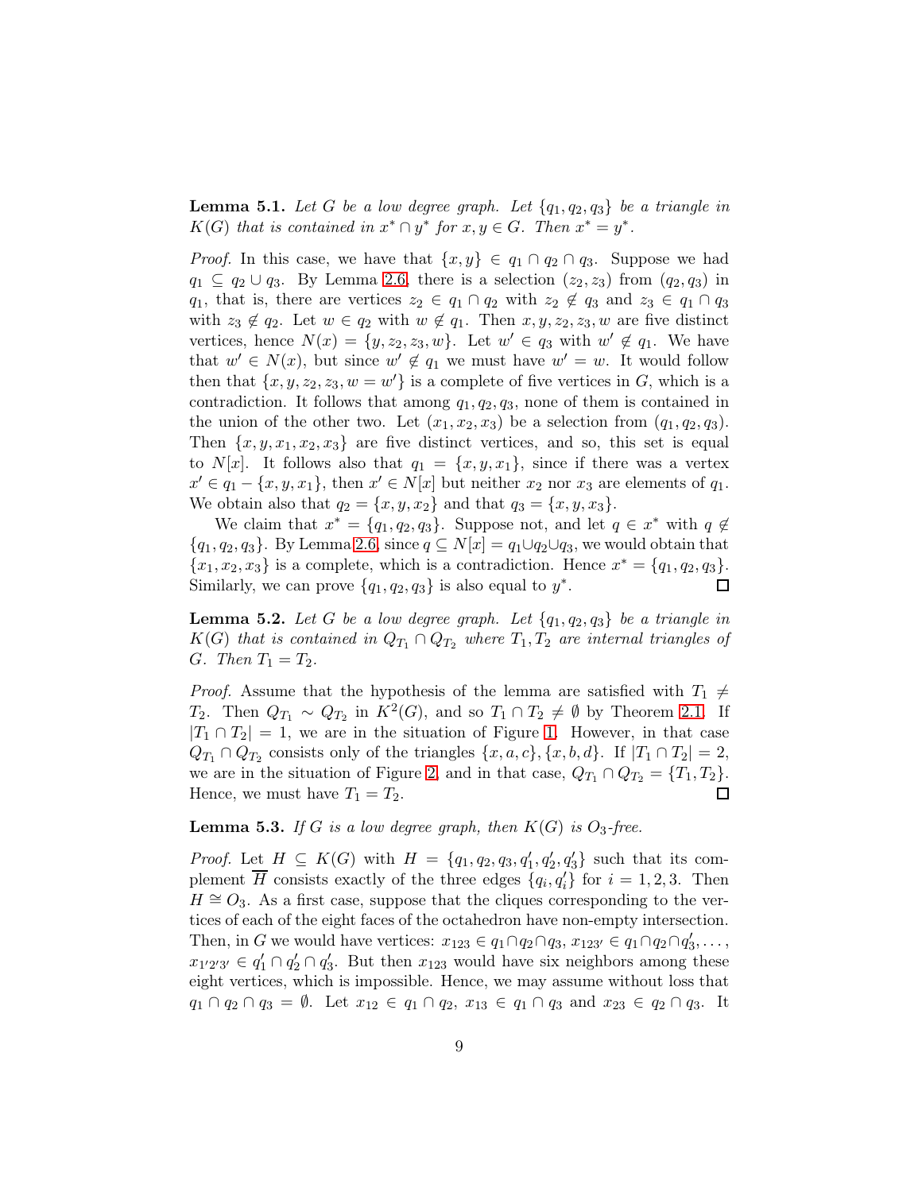**Lemma 5.1.** *Let $G$ be a low degree graph. Let $\{q_1, q_2, q_3\}$ be a triangle in $K(G)$ that is contained in $x^* \cap y^*$ for $x, y \in G$. Then $x^* = y^*$.*

*Proof.* In this case, we have that $\{x, y\} \in q_1 \cap q_2 \cap q_3$. Suppose we had $q_1 \subseteq q_2 \cup q_3$. By Lemma 2.6, there is a selection $(z_2, z_3)$ from $(q_2, q_3)$ in $q_1$, that is, there are vertices $z_2 \in q_1 \cap q_2$ with $z_2 \notin q_3$ and $z_3 \in q_1 \cap q_3$ with $z_3 \notin q_2$. Let $w \in q_2$ with $w \notin q_1$. Then $x, y, z_2, z_3, w$ are five distinct vertices, hence $N(x) = \{y, z_2, z_3, w\}$. Let $w' \in q_3$ with $w' \notin q_1$. We have that $w' \in N(x)$, but since $w' \notin q_1$ we must have $w' = w$. It would follow then that $\{x, y, z_2, z_3, w = w'\}$ is a complete of five vertices in $G$, which is a contradiction. It follows that among $q_1, q_2, q_3$, none of them is contained in the union of the other two. Let $(x_1, x_2, x_3)$ be a selection from $(q_1, q_2, q_3)$. Then $\{x, y, x_1, x_2, x_3\}$ are five distinct vertices, and so, this set is equal to $N[x]$. It follows also that $q_1 = \{x, y, x_1\}$, since if there was a vertex $x' \in q_1 - \{x, y, x_1\}$, then $x' \in N[x]$ but neither $x_2$ nor $x_3$ are elements of $q_1$. We obtain also that $q_2 = \{x, y, x_2\}$ and that $q_3 = \{x, y, x_3\}$.

We claim that $x^* = \{q_1, q_2, q_3\}$. Suppose not, and let $q \in x^*$ with $q \notin \{q_1, q_2, q_3\}$. By Lemma 2.6, since $q \subseteq N[x] = q_1 \cup q_2 \cup q_3$, we would obtain that $\{x_1, x_2, x_3\}$ is a complete, which is a contradiction. Hence $x^* = \{q_1, q_2, q_3\}$. Similarly, we can prove $\{q_1, q_2, q_3\}$ is also equal to $y^*$. □

**Lemma 5.2.** *Let $G$ be a low degree graph. Let $\{q_1, q_2, q_3\}$ be a triangle in $K(G)$ that is contained in $Q_{T_1} \cap Q_{T_2}$ where $T_1, T_2$ are internal triangles of $G$. Then $T_1 = T_2$.*

*Proof.* Assume that the hypothesis of the lemma are satisfied with $T_1 \neq T_2$. Then $Q_{T_1} \sim Q_{T_2}$ in $K^2(G)$, and so $T_1 \cap T_2 \neq \emptyset$ by Theorem 2.1. If $|T_1 \cap T_2| = 1$, we are in the situation of Figure 1. However, in that case $Q_{T_1} \cap Q_{T_2}$ consists only of the triangles $\{x, a, c\}, \{x, b, d\}$. If $|T_1 \cap T_2| = 2$, we are in the situation of Figure 2, and in that case, $Q_{T_1} \cap Q_{T_2} = \{T_1, T_2\}$. Hence, we must have $T_1 = T_2$. □

**Lemma 5.3.** *If $G$ is a low degree graph, then $K(G)$ is $O_3$-free.*

*Proof.* Let $H \subseteq K(G)$ with $H = \{q_1, q_2, q_3, q_1', q_2', q_3'\}$ such that its complement $\overline{H}$ consists exactly of the three edges $\{q_i, q_i'\}$ for $i = 1, 2, 3$. Then $H \cong O_3$. As a first case, suppose that the cliques corresponding to the vertices of each of the eight faces of the octahedron have non-empty intersection. Then, in $G$ we would have vertices: $x_{123} \in q_1 \cap q_2 \cap q_3$, $x_{123'} \in q_1 \cap q_2 \cap q_3', \ldots,$ $x_{1'2'3'} \in q_1' \cap q_2' \cap q_3'$. But then $x_{123}$ would have six neighbors among these eight vertices, which is impossible. Hence, we may assume without loss that $q_1 \cap q_2 \cap q_3 = \emptyset$. Let $x_{12} \in q_1 \cap q_2$, $x_{13} \in q_1 \cap q_3$ and $x_{23} \in q_2 \cap q_3$. It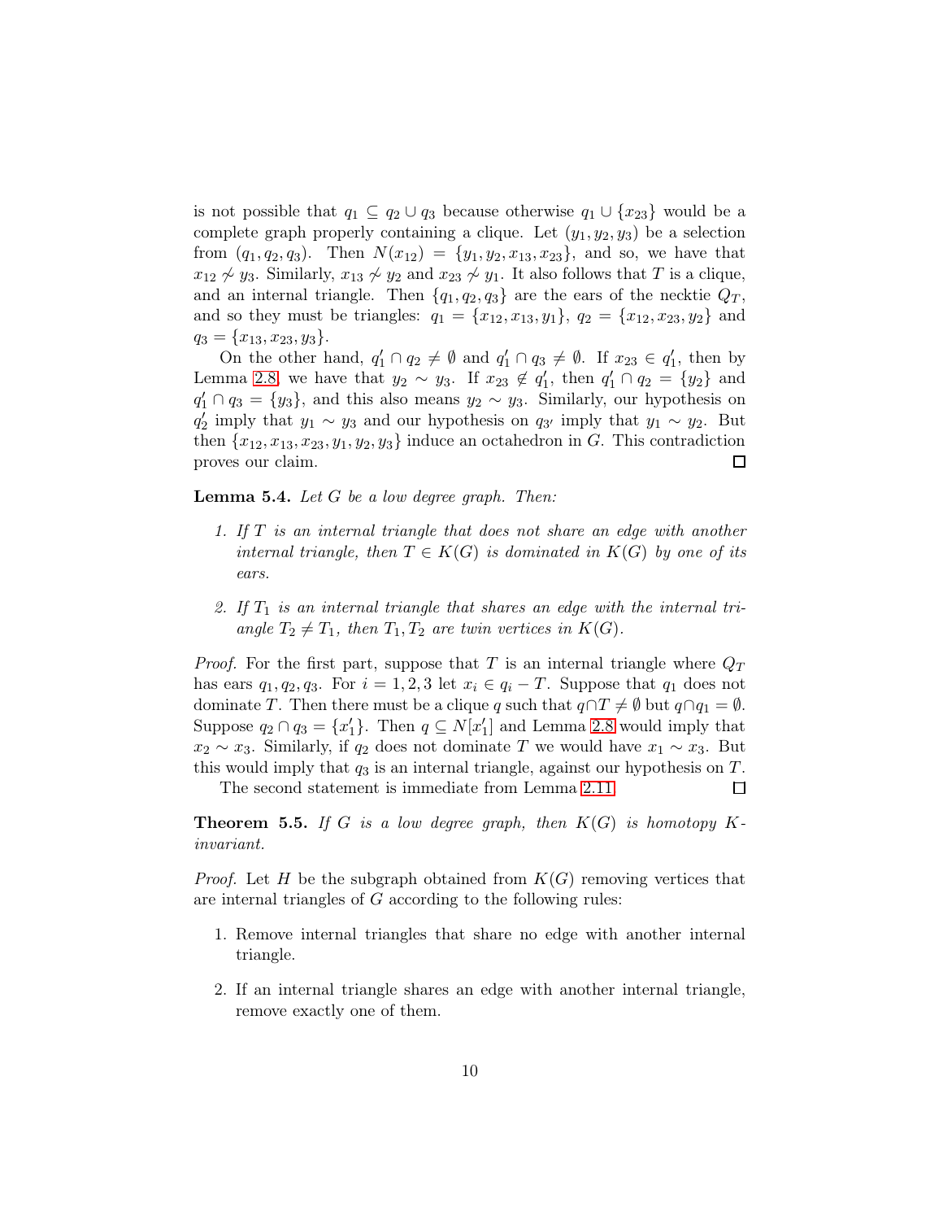is not possible that $q_1 \subseteq q_2 \cup q_3$ because otherwise $q_1 \cup \{x_{23}\}$ would be a complete graph properly containing a clique. Let $(y_1, y_2, y_3)$ be a selection from $(q_1, q_2, q_3)$. Then $N(x_{12}) = \{y_1, y_2, x_{13}, x_{23}\}$, and so, we have that $x_{12} \not\sim y_3$. Similarly, $x_{13} \not\sim y_2$ and $x_{23} \not\sim y_1$. It also follows that $T$ is a clique, and an internal triangle. Then $\{q_1, q_2, q_3\}$ are the ears of the necktie $Q_T$, and so they must be triangles: $q_1 = \{x_{12}, x_{13}, y_1\}$, $q_2 = \{x_{12}, x_{23}, y_2\}$ and $q_3 = \{x_{13}, x_{23}, y_3\}$.

On the other hand, $q_1' \cap q_2 \neq \emptyset$ and $q_1' \cap q_3 \neq \emptyset$. If $x_{23} \in q_1'$, then by Lemma 2.8 we have that $y_2 \sim y_3$. If $x_{23} \notin q_1'$, then $q_1' \cap q_2 = \{y_2\}$ and $q_1' \cap q_3 = \{y_3\}$, and this also means $y_2 \sim y_3$. Similarly, our hypothesis on $q_2'$ imply that $y_1 \sim y_3$ and our hypothesis on $q_{3'}$ imply that $y_1 \sim y_2$. But then $\{x_{12}, x_{13}, x_{23}, y_1, y_2, y_3\}$ induce an octahedron in $G$. This contradiction proves our claim. $\square$

**Lemma 5.4.** *Let $G$ be a low degree graph. Then:*

1. *If $T$ is an internal triangle that does not share an edge with another internal triangle, then $T \in K(G)$ is dominated in $K(G)$ by one of its ears.*

2. *If $T_1$ is an internal triangle that shares an edge with the internal triangle $T_2 \neq T_1$, then $T_1, T_2$ are twin vertices in $K(G)$.*

*Proof.* For the first part, suppose that $T$ is an internal triangle where $Q_T$ has ears $q_1, q_2, q_3$. For $i = 1, 2, 3$ let $x_i \in q_i - T$. Suppose that $q_1$ does not dominate $T$. Then there must be a clique $q$ such that $q \cap T \neq \emptyset$ but $q \cap q_1 = \emptyset$. Suppose $q_2 \cap q_3 = \{x_1'\}$. Then $q \subseteq N[x_1']$ and Lemma 2.8 would imply that $x_2 \sim x_3$. Similarly, if $q_2$ does not dominate $T$ we would have $x_1 \sim x_3$. But this would imply that $q_3$ is an internal triangle, against our hypothesis on $T$.

The second statement is immediate from Lemma 2.11. $\square$

**Theorem 5.5.** *If $G$ is a low degree graph, then $K(G)$ is homotopy $K$-invariant.*

*Proof.* Let $H$ be the subgraph obtained from $K(G)$ removing vertices that are internal triangles of $G$ according to the following rules:

1. Remove internal triangles that share no edge with another internal triangle.

2. If an internal triangle shares an edge with another internal triangle, remove exactly one of them.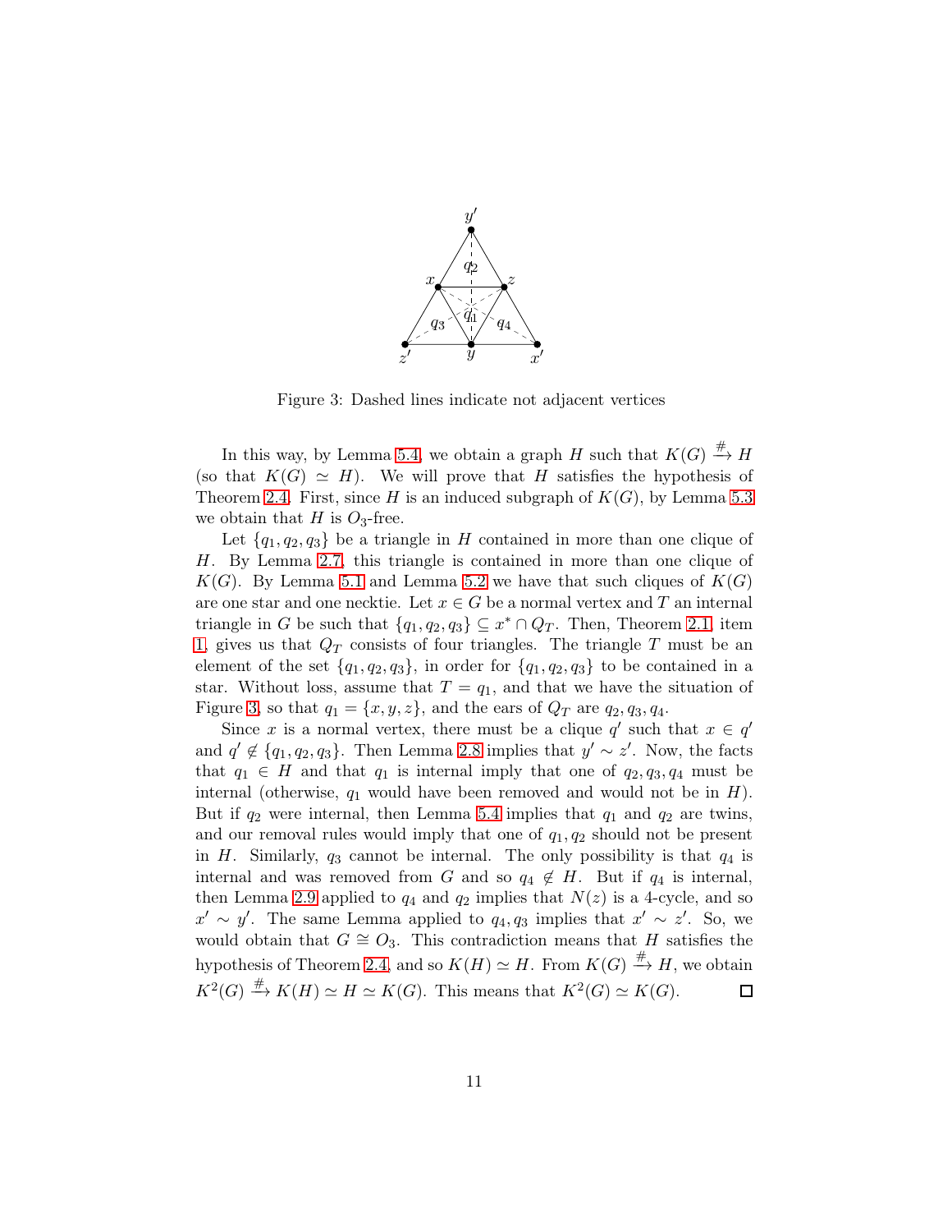Figure 3: Dashed lines indicate not adjacent vertices

In this way, by Lemma 5.4, we obtain a graph $H$ such that $K(G) \xrightarrow{\#} H$ (so that $K(G) \simeq H$). We will prove that $H$ satisfies the hypothesis of Theorem 2.4. First, since $H$ is an induced subgraph of $K(G)$, by Lemma 5.3 we obtain that $H$ is $O_3$-free.

Let $\{q_1, q_2, q_3\}$ be a triangle in $H$ contained in more than one clique of $H$. By Lemma 2.7, this triangle is contained in more than one clique of $K(G)$. By Lemma 5.1 and Lemma 5.2 we have that such cliques of $K(G)$ are one star and one necktie. Let $x \in G$ be a normal vertex and $T$ an internal triangle in $G$ be such that $\{q_1, q_2, q_3\} \subseteq x^* \cap Q_T$. Then, Theorem 2.1, item 1, gives us that $Q_T$ consists of four triangles. The triangle $T$ must be an element of the set $\{q_1, q_2, q_3\}$, in order for $\{q_1, q_2, q_3\}$ to be contained in a star. Without loss, assume that $T = q_1$, and that we have the situation of Figure 3, so that $q_1 = \{x, y, z\}$, and the ears of $Q_T$ are $q_2, q_3, q_4$.

Since $x$ is a normal vertex, there must be a clique $q'$ such that $x \in q'$ and $q' \notin \{q_1, q_2, q_3\}$. Then Lemma 2.8 implies that $y' \sim z'$. Now, the facts that $q_1 \in H$ and that $q_1$ is internal imply that one of $q_2, q_3, q_4$ must be internal (otherwise, $q_1$ would have been removed and would not be in $H$). But if $q_2$ were internal, then Lemma 5.4 implies that $q_1$ and $q_2$ are twins, and our removal rules would imply that one of $q_1, q_2$ should not be present in $H$. Similarly, $q_3$ cannot be internal. The only possibility is that $q_4$ is internal and was removed from $G$ and so $q_4 \notin H$. But if $q_4$ is internal, then Lemma 2.9 applied to $q_4$ and $q_2$ implies that $N(z)$ is a 4-cycle, and so $x' \sim y'$. The same Lemma applied to $q_4, q_3$ implies that $x' \sim z'$. So, we would obtain that $G \cong O_3$. This contradiction means that $H$ satisfies the hypothesis of Theorem 2.4, and so $K(H) \simeq H$. From $K(G) \xrightarrow{\#} H$, we obtain $K^2(G) \xrightarrow{\#} K(H) \simeq H \simeq K(G)$. This means that $K^2(G) \simeq K(G)$. □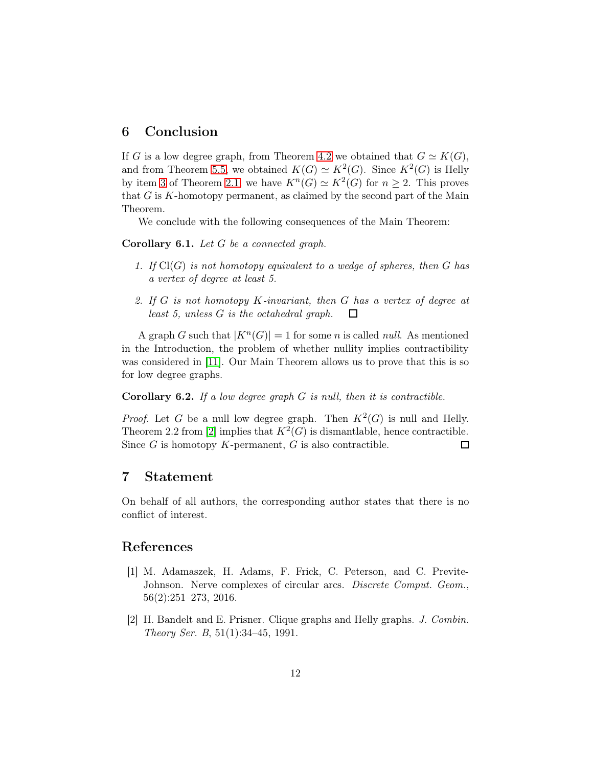## 6 Conclusion

If $G$ is a low degree graph, from Theorem 4.2 we obtained that $G \simeq K(G)$, and from Theorem 5.5, we obtained $K(G) \simeq K^2(G)$. Since $K^2(G)$ is Helly by item 3 of Theorem 2.1, we have $K^n(G) \simeq K^2(G)$ for $n \geq 2$. This proves that $G$ is $K$-homotopy permanent, as claimed by the second part of the Main Theorem.

We conclude with the following consequences of the Main Theorem:

**Corollary 6.1.** *Let $G$ be a connected graph.*

1. *If $\mathrm{Cl}(G)$ is not homotopy equivalent to a wedge of spheres, then $G$ has a vertex of degree at least 5.*
2. *If $G$ is not homotopy $K$-invariant, then $G$ has a vertex of degree at least 5, unless $G$ is the octahedral graph.* □

A graph $G$ such that $|K^n(G)| = 1$ for some $n$ is called *null*. As mentioned in the Introduction, the problem of whether nullity implies contractibility was considered in [11]. Our Main Theorem allows us to prove that this is so for low degree graphs.

**Corollary 6.2.** *If a low degree graph $G$ is null, then it is contractible.*

*Proof.* Let $G$ be a null low degree graph. Then $K^2(G)$ is null and Helly. Theorem 2.2 from [2] implies that $K^2(G)$ is dismantlable, hence contractible. Since $G$ is homotopy $K$-permanent, $G$ is also contractible. □

## 7 Statement

On behalf of all authors, the corresponding author states that there is no conflict of interest.

## References

[1] M. Adamaszek, H. Adams, F. Frick, C. Peterson, and C. Previte-Johnson. Nerve complexes of circular arcs. *Discrete Comput. Geom.*, 56(2):251–273, 2016.

[2] H. Bandelt and E. Prisner. Clique graphs and Helly graphs. *J. Combin. Theory Ser. B*, 51(1):34–45, 1991.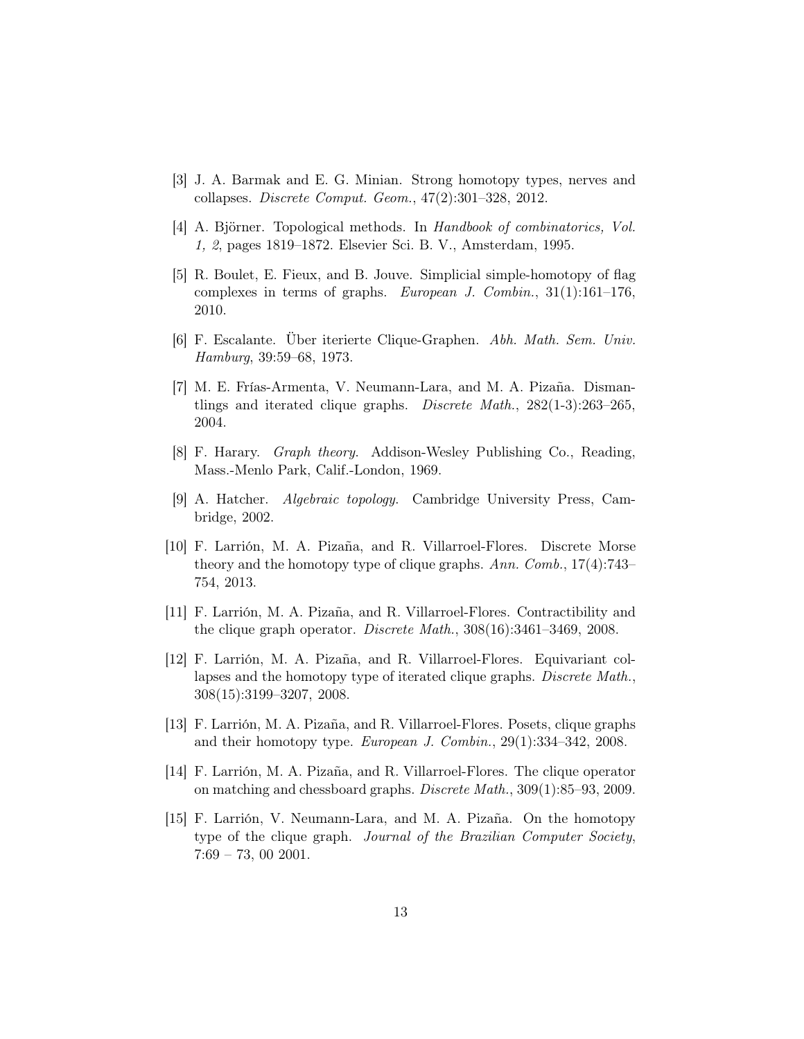[3] J. A. Barmak and E. G. Minian. Strong homotopy types, nerves and collapses. *Discrete Comput. Geom.*, 47(2):301–328, 2012.

[4] A. Björner. Topological methods. In *Handbook of combinatorics, Vol. 1, 2*, pages 1819–1872. Elsevier Sci. B. V., Amsterdam, 1995.

[5] R. Boulet, E. Fieux, and B. Jouve. Simplicial simple-homotopy of flag complexes in terms of graphs. *European J. Combin.*, 31(1):161–176, 2010.

[6] F. Escalante. Über iterierte Clique-Graphen. *Abh. Math. Sem. Univ. Hamburg*, 39:59–68, 1973.

[7] M. E. Frías-Armenta, V. Neumann-Lara, and M. A. Pizaña. Dismantlings and iterated clique graphs. *Discrete Math.*, 282(1-3):263–265, 2004.

[8] F. Harary. *Graph theory*. Addison-Wesley Publishing Co., Reading, Mass.-Menlo Park, Calif.-London, 1969.

[9] A. Hatcher. *Algebraic topology*. Cambridge University Press, Cambridge, 2002.

[10] F. Larrión, M. A. Pizaña, and R. Villarroel-Flores. Discrete Morse theory and the homotopy type of clique graphs. *Ann. Comb.*, 17(4):743–754, 2013.

[11] F. Larrión, M. A. Pizaña, and R. Villarroel-Flores. Contractibility and the clique graph operator. *Discrete Math.*, 308(16):3461–3469, 2008.

[12] F. Larrión, M. A. Pizaña, and R. Villarroel-Flores. Equivariant collapses and the homotopy type of iterated clique graphs. *Discrete Math.*, 308(15):3199–3207, 2008.

[13] F. Larrión, M. A. Pizaña, and R. Villarroel-Flores. Posets, clique graphs and their homotopy type. *European J. Combin.*, 29(1):334–342, 2008.

[14] F. Larrión, M. A. Pizaña, and R. Villarroel-Flores. The clique operator on matching and chessboard graphs. *Discrete Math.*, 309(1):85–93, 2009.

[15] F. Larrión, V. Neumann-Lara, and M. A. Pizaña. On the homotopy type of the clique graph. *Journal of the Brazilian Computer Society*, 7:69 – 73, 00 2001.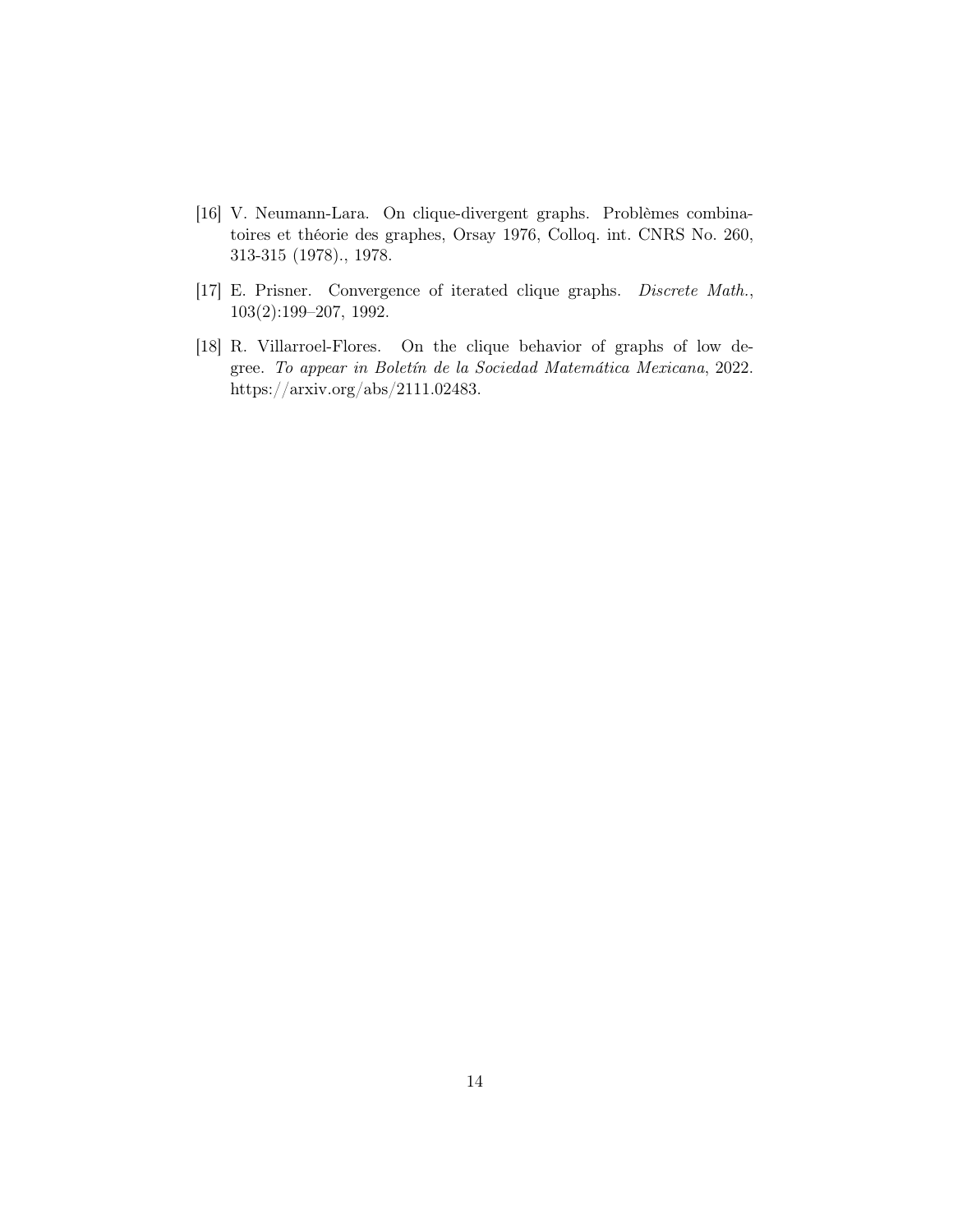[16] V. Neumann-Lara. On clique-divergent graphs. Problèmes combinatoires et théorie des graphes, Orsay 1976, Colloq. int. CNRS No. 260, 313-315 (1978)., 1978.

[17] E. Prisner. Convergence of iterated clique graphs. *Discrete Math.*, 103(2):199–207, 1992.

[18] R. Villarroel-Flores. On the clique behavior of graphs of low degree. *To appear in Boletín de la Sociedad Matemática Mexicana*, 2022. https://arxiv.org/abs/2111.02483.